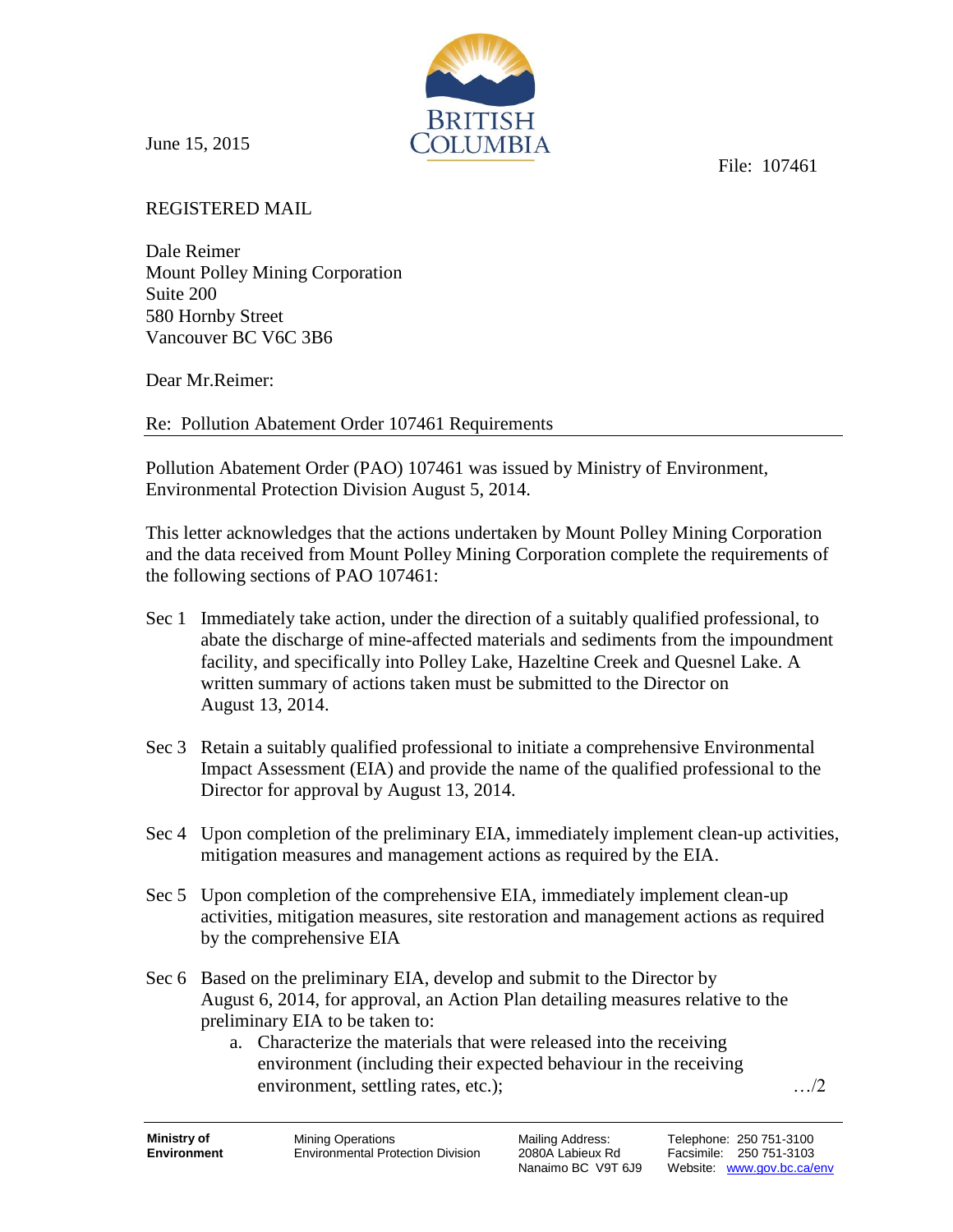June 15, 2015

BRITISH COLUMBIA

File: 107461

REGISTERED MAIL

Dale Reimer
Mount Polley Mining Corporation
Suite 200
580 Hornby Street
Vancouver BC V6C 3B6

Dear Mr.Reimer:

Re: Pollution Abatement Order 107461 Requirements

---

Pollution Abatement Order (PAO) 107461 was issued by Ministry of Environment, Environmental Protection Division August 5, 2014.

This letter acknowledges that the actions undertaken by Mount Polley Mining Corporation and the data received from Mount Polley Mining Corporation complete the requirements of the following sections of PAO 107461:

- Sec 1 Immediately take action, under the direction of a suitably qualified professional, to abate the discharge of mine-affected materials and sediments from the impoundment facility, and specifically into Polley Lake, Hazeltine Creek and Quesnel Lake. A written summary of actions taken must be submitted to the Director on August 13, 2014.

- Sec 3 Retain a suitably qualified professional to initiate a comprehensive Environmental Impact Assessment (EIA) and provide the name of the qualified professional to the Director for approval by August 13, 2014.

- Sec 4 Upon completion of the preliminary EIA, immediately implement clean-up activities, mitigation measures and management actions as required by the EIA.

- Sec 5 Upon completion of the comprehensive EIA, immediately implement clean-up activities, mitigation measures, site restoration and management actions as required by the comprehensive EIA

- Sec 6 Based on the preliminary EIA, develop and submit to the Director by August 6, 2014, for approval, an Action Plan detailing measures relative to the preliminary EIA to be taken to:
  a. Characterize the materials that were released into the receiving environment (including their expected behaviour in the receiving environment, settling rates, etc.);

…/2

| | | | |
|---|---|---|---|
| **Ministry of Environment** | Mining Operations<br>Environmental Protection Division | Mailing Address:<br>2080A Labieux Rd<br>Nanaimo BC V9T 6J9 | Telephone: 250 751-3100<br>Facsimile: 250 751-3103<br>Website: www.gov.bc.ca/env |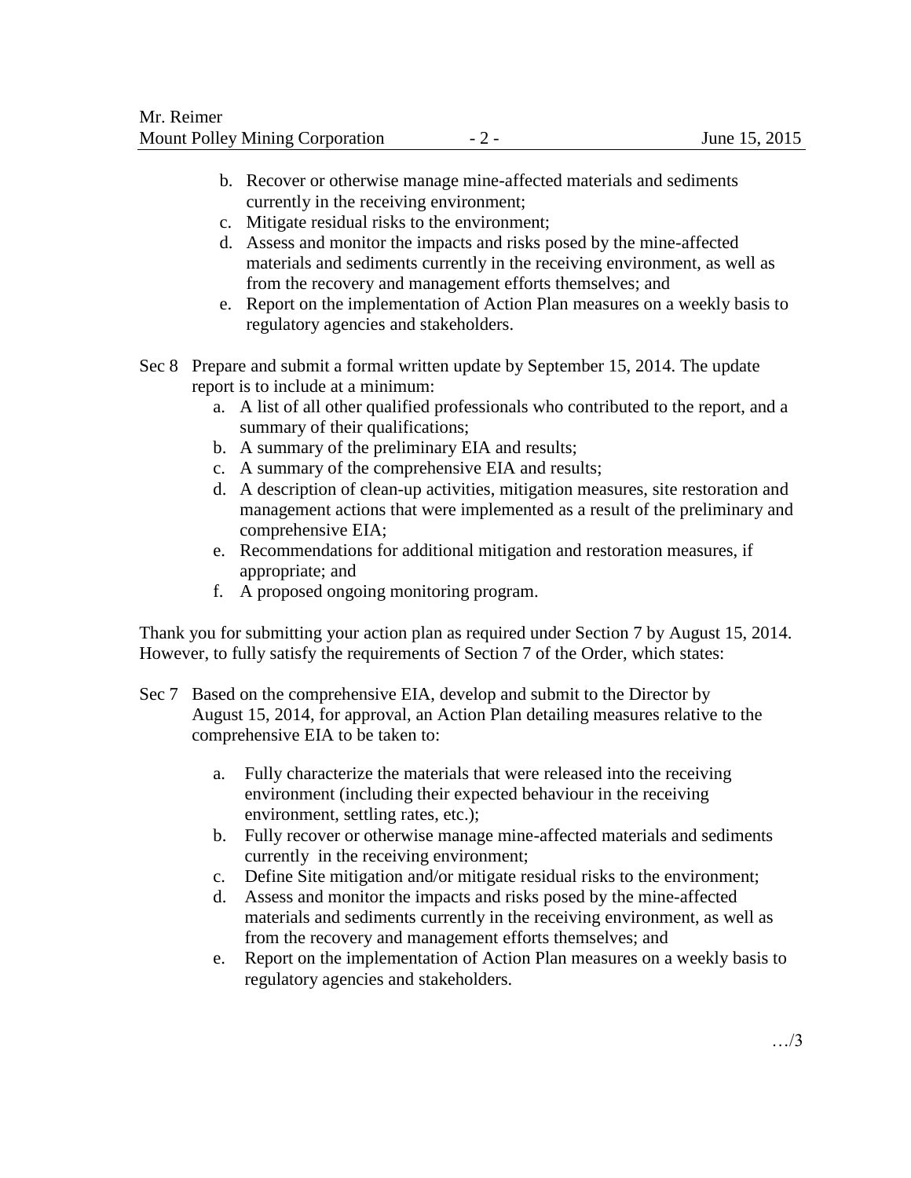b. Recover or otherwise manage mine-affected materials and sediments currently in the receiving environment;
c. Mitigate residual risks to the environment;
d. Assess and monitor the impacts and risks posed by the mine-affected materials and sediments currently in the receiving environment, as well as from the recovery and management efforts themselves; and
e. Report on the implementation of Action Plan measures on a weekly basis to regulatory agencies and stakeholders.

Sec 8 Prepare and submit a formal written update by September 15, 2014. The update report is to include at a minimum:

a. A list of all other qualified professionals who contributed to the report, and a summary of their qualifications;
b. A summary of the preliminary EIA and results;
c. A summary of the comprehensive EIA and results;
d. A description of clean-up activities, mitigation measures, site restoration and management actions that were implemented as a result of the preliminary and comprehensive EIA;
e. Recommendations for additional mitigation and restoration measures, if appropriate; and
f. A proposed ongoing monitoring program.

Thank you for submitting your action plan as required under Section 7 by August 15, 2014. However, to fully satisfy the requirements of Section 7 of the Order, which states:

Sec 7 Based on the comprehensive EIA, develop and submit to the Director by August 15, 2014, for approval, an Action Plan detailing measures relative to the comprehensive EIA to be taken to:

a. Fully characterize the materials that were released into the receiving environment (including their expected behaviour in the receiving environment, settling rates, etc.);
b. Fully recover or otherwise manage mine-affected materials and sediments currently in the receiving environment;
c. Define Site mitigation and/or mitigate residual risks to the environment;
d. Assess and monitor the impacts and risks posed by the mine-affected materials and sediments currently in the receiving environment, as well as from the recovery and management efforts themselves; and
e. Report on the implementation of Action Plan measures on a weekly basis to regulatory agencies and stakeholders.

…/3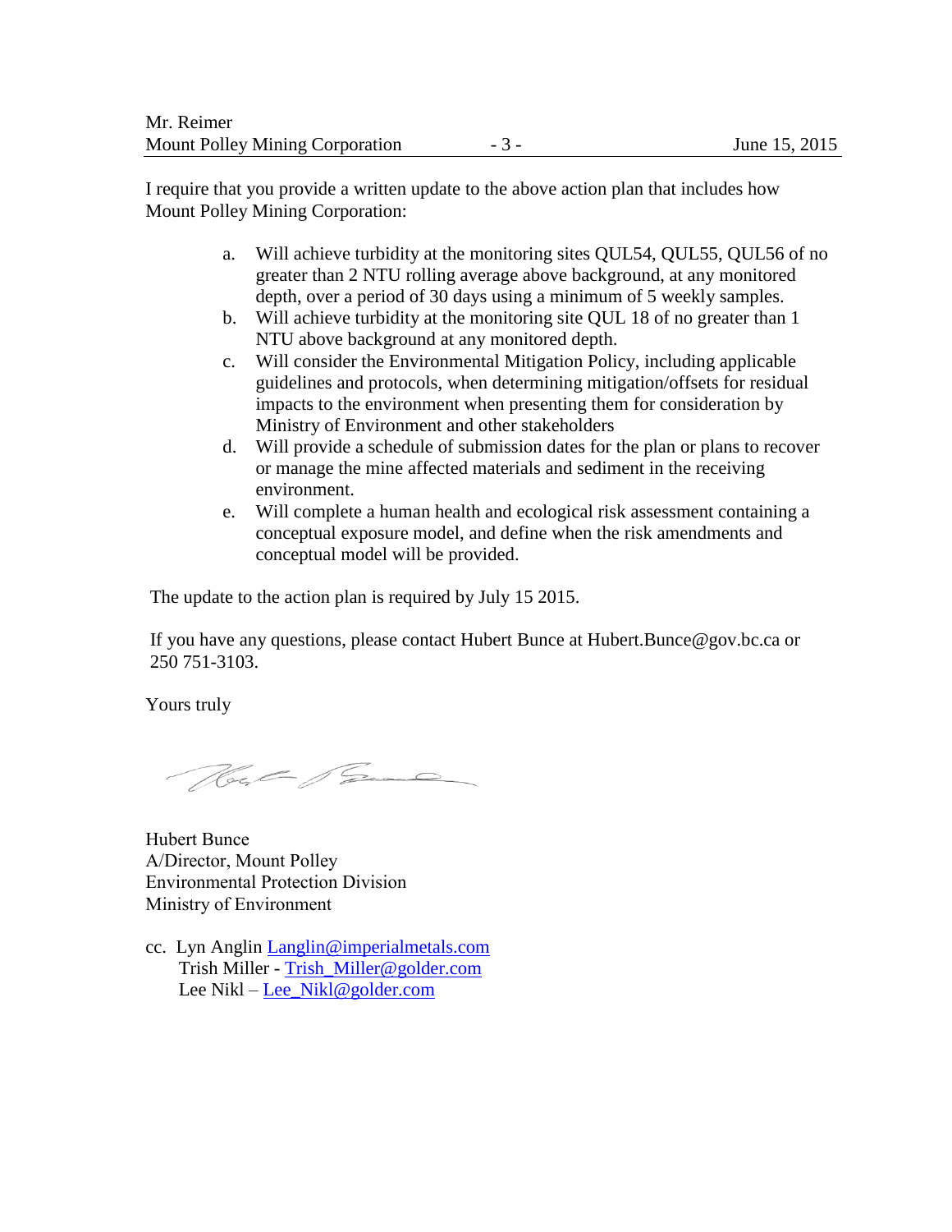I require that you provide a written update to the above action plan that includes how Mount Polley Mining Corporation:

a. Will achieve turbidity at the monitoring sites QUL54, QUL55, QUL56 of no greater than 2 NTU rolling average above background, at any monitored depth, over a period of 30 days using a minimum of 5 weekly samples.
b. Will achieve turbidity at the monitoring site QUL 18 of no greater than 1 NTU above background at any monitored depth.
c. Will consider the Environmental Mitigation Policy, including applicable guidelines and protocols, when determining mitigation/offsets for residual impacts to the environment when presenting them for consideration by Ministry of Environment and other stakeholders
d. Will provide a schedule of submission dates for the plan or plans to recover or manage the mine affected materials and sediment in the receiving environment.
e. Will complete a human health and ecological risk assessment containing a conceptual exposure model, and define when the risk amendments and conceptual model will be provided.

The update to the action plan is required by July 15 2015.

If you have any questions, please contact Hubert Bunce at Hubert.Bunce@gov.bc.ca or 250 751-3103.

Yours truly

Hubert Bunce
A/Director, Mount Polley
Environmental Protection Division
Ministry of Environment

cc. Lyn Anglin Langlin@imperialmetals.com
Trish Miller - Trish_Miller@golder.com
Lee Nikl – Lee_Nikl@golder.com